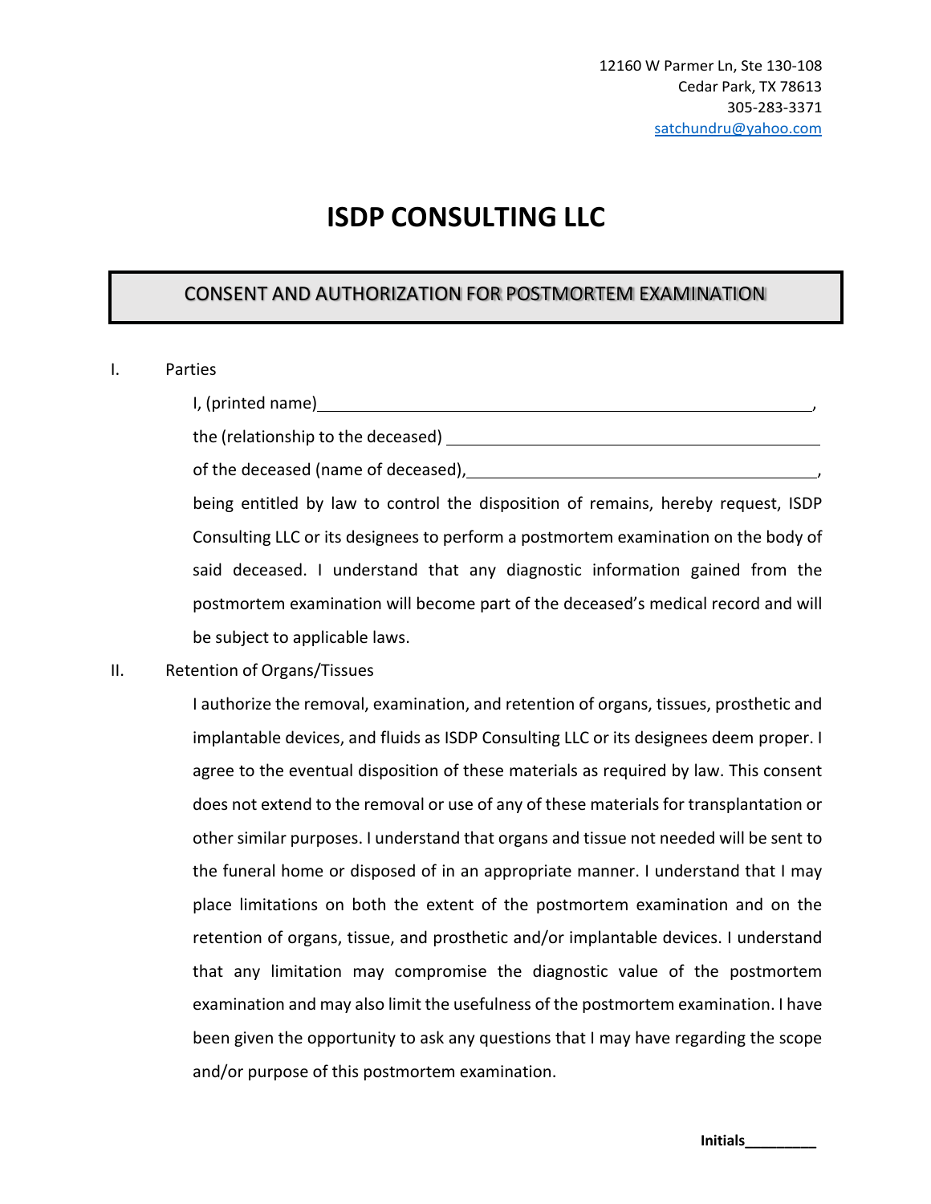12160 W Parmer Ln, Ste 130-108
Cedar Park, TX 78613
305-283-3371
satchundru@yahoo.com

# ISDP CONSULTING LLC

## CONSENT AND AUTHORIZATION FOR POSTMORTEM EXAMINATION

I. Parties

I, (printed name)\_\_\_\_\_\_\_\_\_\_\_\_\_\_\_\_\_\_\_\_\_\_\_\_\_\_\_\_\_\_\_\_\_\_\_\_\_\_\_\_\_\_\_\_\_\_\_\_,

the (relationship to the deceased) \_\_\_\_\_\_\_\_\_\_\_\_\_\_\_\_\_\_\_\_\_\_\_\_\_\_\_\_\_\_\_\_\_\_\_\_\_\_

of the deceased (name of deceased),\_\_\_\_\_\_\_\_\_\_\_\_\_\_\_\_\_\_\_\_\_\_\_\_\_\_\_\_\_\_\_\_\_\_\_,

being entitled by law to control the disposition of remains, hereby request, ISDP Consulting LLC or its designees to perform a postmortem examination on the body of said deceased. I understand that any diagnostic information gained from the postmortem examination will become part of the deceased's medical record and will be subject to applicable laws.

II. Retention of Organs/Tissues

I authorize the removal, examination, and retention of organs, tissues, prosthetic and implantable devices, and fluids as ISDP Consulting LLC or its designees deem proper. I agree to the eventual disposition of these materials as required by law. This consent does not extend to the removal or use of any of these materials for transplantation or other similar purposes. I understand that organs and tissue not needed will be sent to the funeral home or disposed of in an appropriate manner. I understand that I may place limitations on both the extent of the postmortem examination and on the retention of organs, tissue, and prosthetic and/or implantable devices. I understand that any limitation may compromise the diagnostic value of the postmortem examination and may also limit the usefulness of the postmortem examination. I have been given the opportunity to ask any questions that I may have regarding the scope and/or purpose of this postmortem examination.

**Initials**\_\_\_\_\_\_\_\_\_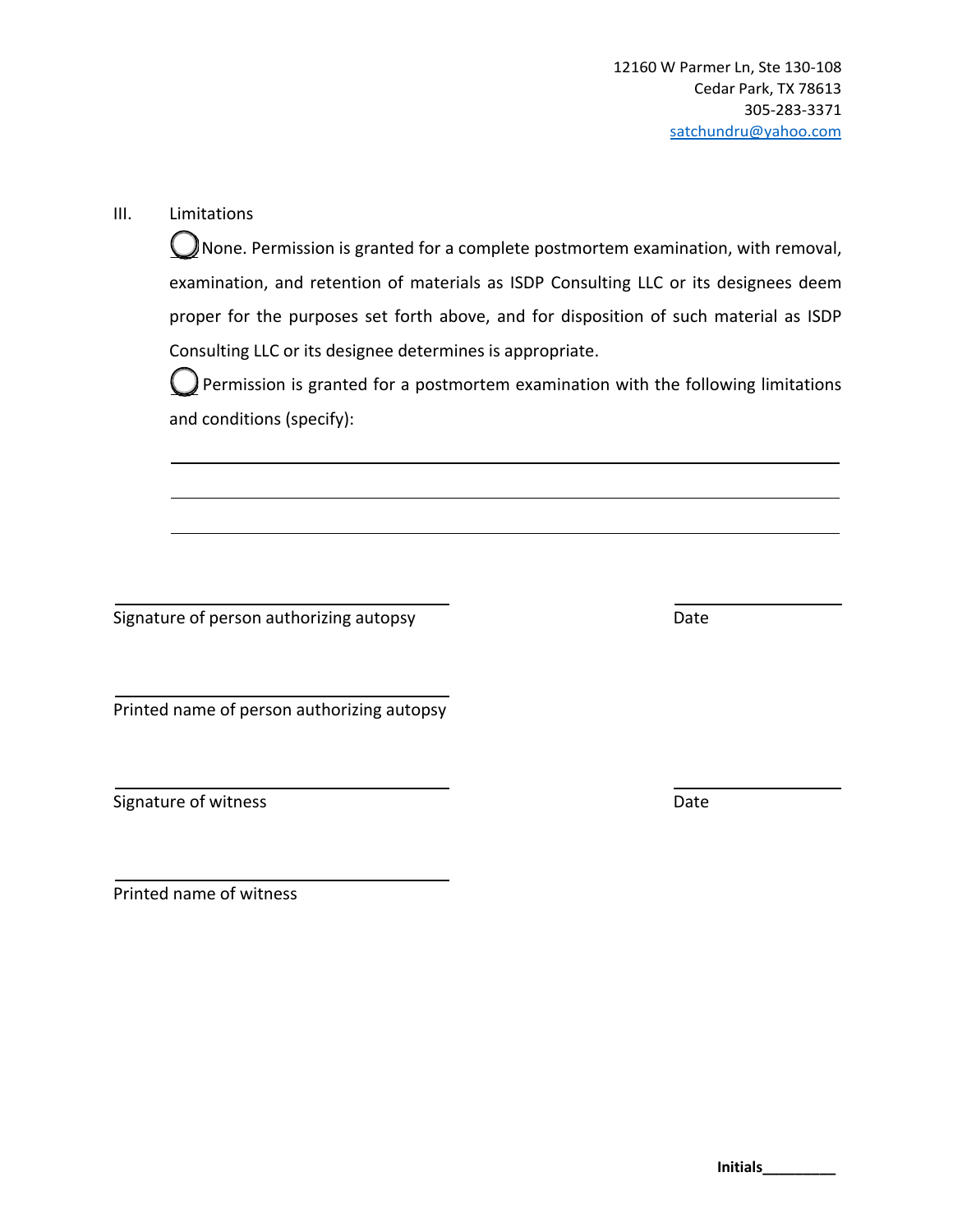12160 W Parmer Ln, Ste 130-108
Cedar Park, TX 78613
305-283-3371
satchundru@yahoo.com

III. Limitations

◯ None. Permission is granted for a complete postmortem examination, with removal, examination, and retention of materials as ISDP Consulting LLC or its designees deem proper for the purposes set forth above, and for disposition of such material as ISDP Consulting LLC or its designee determines is appropriate.

◯ Permission is granted for a postmortem examination with the following limitations and conditions (specify):

______________________________________________________________________

______________________________________________________________________

______________________________________________________________________

______________________________________ ____________________
Signature of person authorizing autopsy Date

______________________________________
Printed name of person authorizing autopsy

______________________________________ ____________________
Signature of witness Date

______________________________________
Printed name of witness

**Initials**_________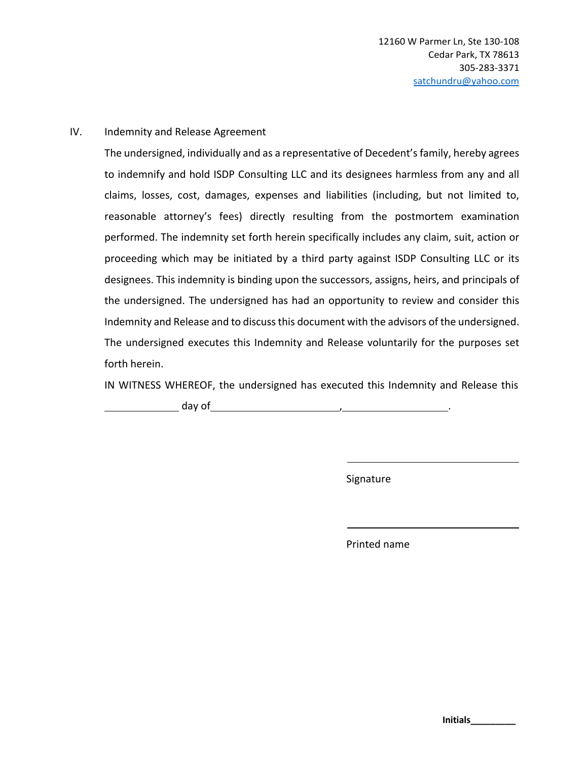12160 W Parmer Ln, Ste 130-108
Cedar Park, TX 78613
305-283-3371
satchundru@yahoo.com

IV. Indemnity and Release Agreement

The undersigned, individually and as a representative of Decedent's family, hereby agrees to indemnify and hold ISDP Consulting LLC and its designees harmless from any and all claims, losses, cost, damages, expenses and liabilities (including, but not limited to, reasonable attorney's fees) directly resulting from the postmortem examination performed. The indemnity set forth herein specifically includes any claim, suit, action or proceeding which may be initiated by a third party against ISDP Consulting LLC or its designees. This indemnity is binding upon the successors, assigns, heirs, and principals of the undersigned. The undersigned has had an opportunity to review and consider this Indemnity and Release and to discuss this document with the advisors of the undersigned. The undersigned executes this Indemnity and Release voluntarily for the purposes set forth herein.

IN WITNESS WHEREOF, the undersigned has executed this Indemnity and Release this ____________ day of ______________________, __________________.

______________________________
Signature

______________________________
Printed name

**Initials**_________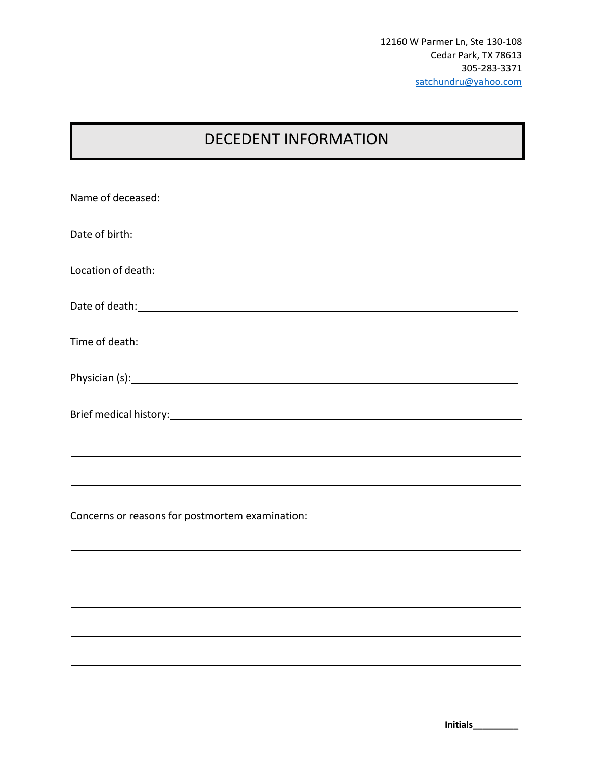12160 W Parmer Ln, Ste 130-108
Cedar Park, TX 78613
305-283-3371
satchundru@yahoo.com

# DECEDENT INFORMATION

Name of deceased: ______________________________________________

Date of birth: ______________________________________________

Location of death: ______________________________________________

Date of death: ______________________________________________

Time of death: ______________________________________________

Physician (s): ______________________________________________

Brief medical history: ______________________________________________

______________________________________________

______________________________________________

Concerns or reasons for postmortem examination: ______________________________

______________________________________________

______________________________________________

______________________________________________

______________________________________________

______________________________________________

**Initials**_________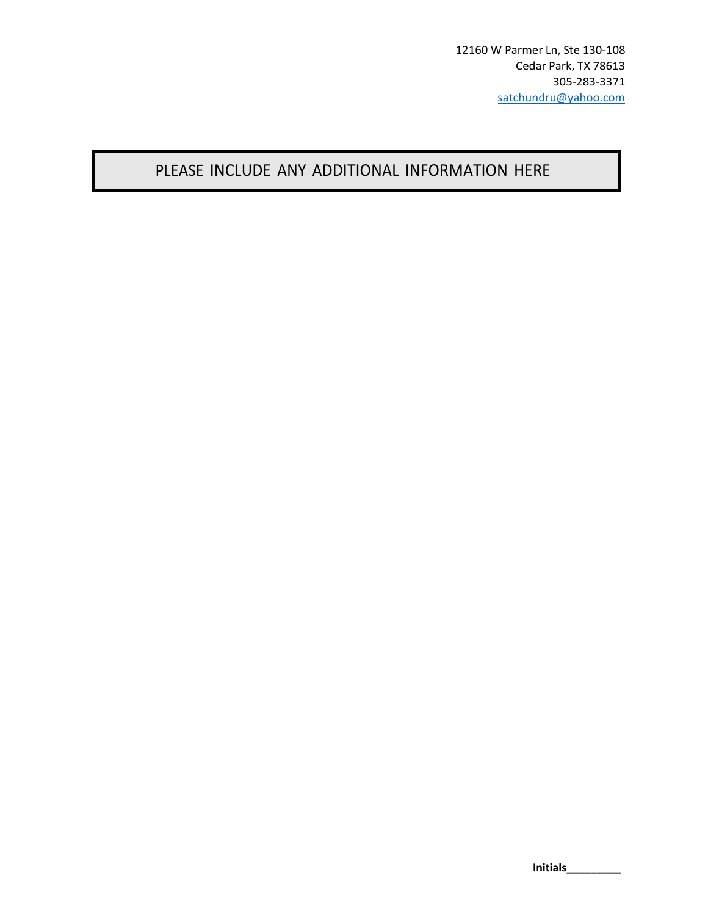12160 W Parmer Ln, Ste 130-108
Cedar Park, TX 78613
305-283-3371
satchundru@yahoo.com

## PLEASE INCLUDE ANY ADDITIONAL INFORMATION HERE

**Initials**_________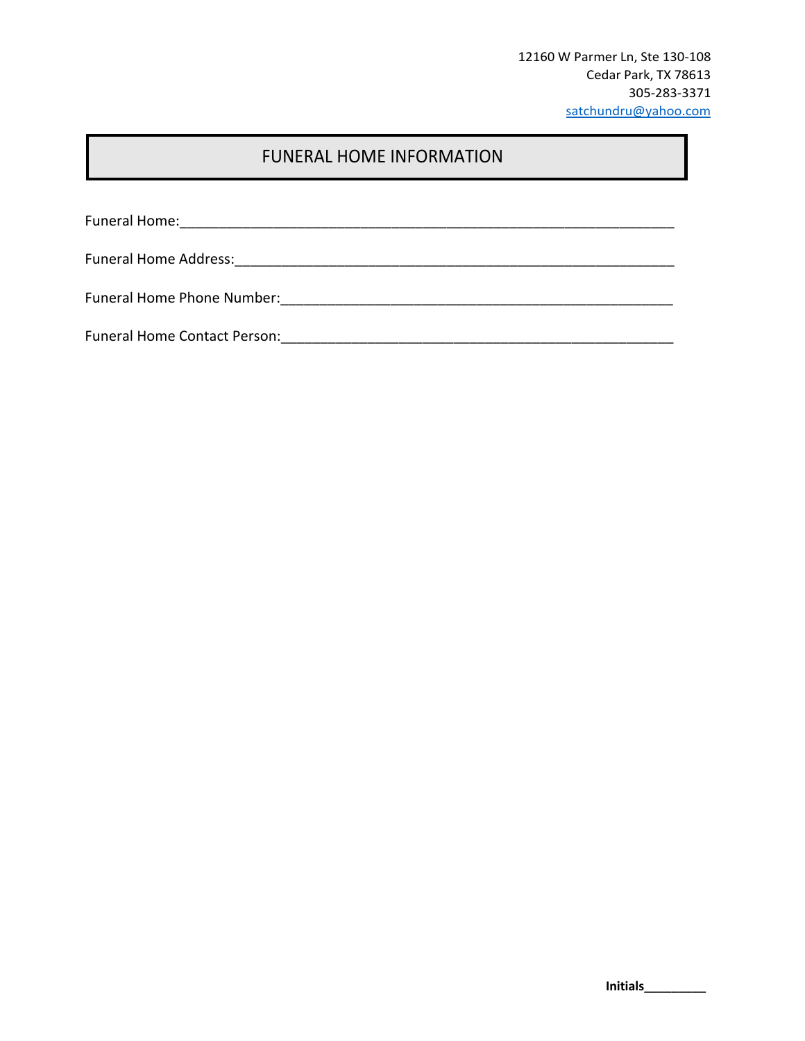12160 W Parmer Ln, Ste 130-108
Cedar Park, TX 78613
305-283-3371
satchundru@yahoo.com

# FUNERAL HOME INFORMATION

Funeral Home:_________________________________________________________________

Funeral Home Address:__________________________________________________________

Funeral Home Phone Number:_____________________________________________________

Funeral Home Contact Person:_____________________________________________________

**Initials_________**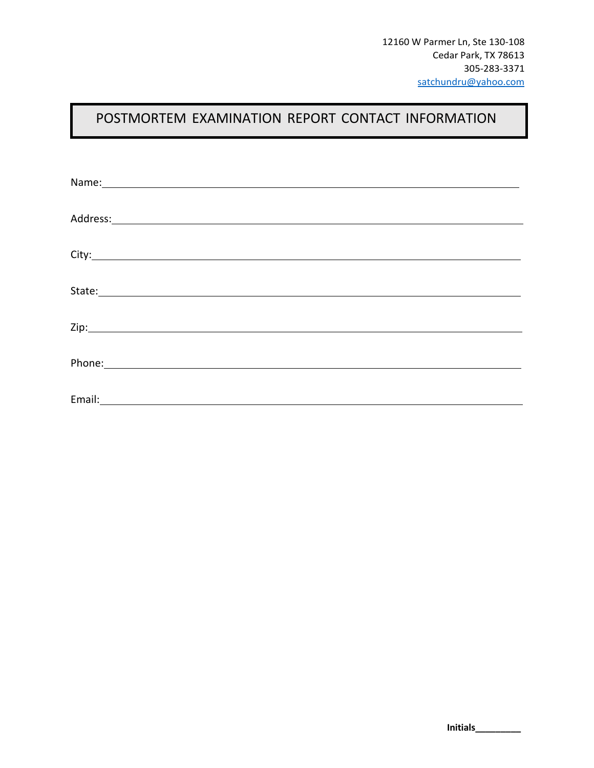12160 W Parmer Ln, Ste 130-108
Cedar Park, TX 78613
305-283-3371
satchundru@yahoo.com

# POSTMORTEM EXAMINATION REPORT CONTACT INFORMATION

Name:______________________________________________________________

Address:____________________________________________________________

City:_______________________________________________________________

State:______________________________________________________________

Zip:________________________________________________________________

Phone:_____________________________________________________________

Email:______________________________________________________________

**Initials_________**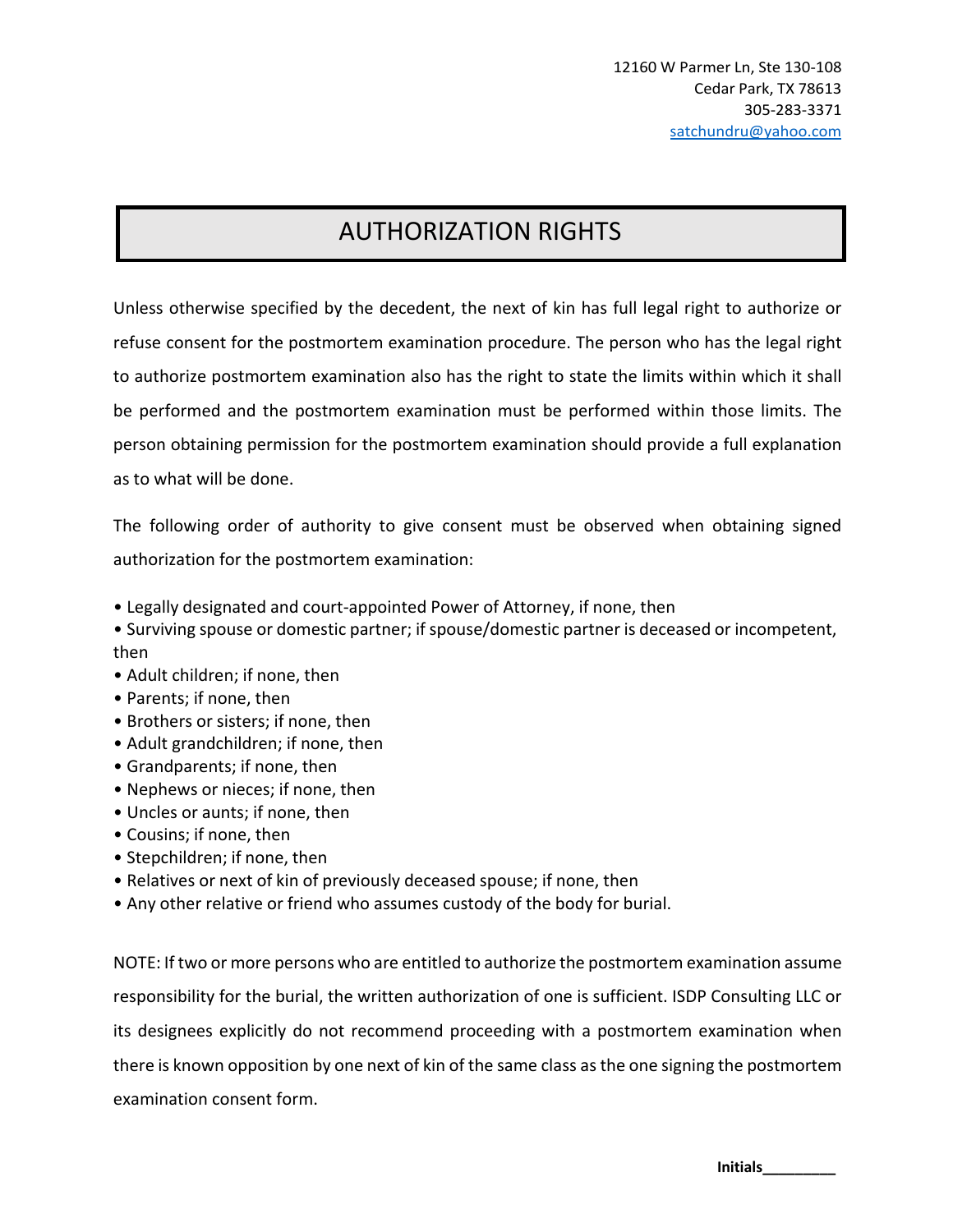12160 W Parmer Ln, Ste 130-108
Cedar Park, TX 78613
305-283-3371
satchundru@yahoo.com

# AUTHORIZATION RIGHTS

Unless otherwise specified by the decedent, the next of kin has full legal right to authorize or refuse consent for the postmortem examination procedure. The person who has the legal right to authorize postmortem examination also has the right to state the limits within which it shall be performed and the postmortem examination must be performed within those limits. The person obtaining permission for the postmortem examination should provide a full explanation as to what will be done.

The following order of authority to give consent must be observed when obtaining signed authorization for the postmortem examination:

- Legally designated and court-appointed Power of Attorney, if none, then
- Surviving spouse or domestic partner; if spouse/domestic partner is deceased or incompetent, then
- Adult children; if none, then
- Parents; if none, then
- Brothers or sisters; if none, then
- Adult grandchildren; if none, then
- Grandparents; if none, then
- Nephews or nieces; if none, then
- Uncles or aunts; if none, then
- Cousins; if none, then
- Stepchildren; if none, then
- Relatives or next of kin of previously deceased spouse; if none, then
- Any other relative or friend who assumes custody of the body for burial.

NOTE: If two or more persons who are entitled to authorize the postmortem examination assume responsibility for the burial, the written authorization of one is sufficient. ISDP Consulting LLC or its designees explicitly do not recommend proceeding with a postmortem examination when there is known opposition by one next of kin of the same class as the one signing the postmortem examination consent form.

**Initials**_________